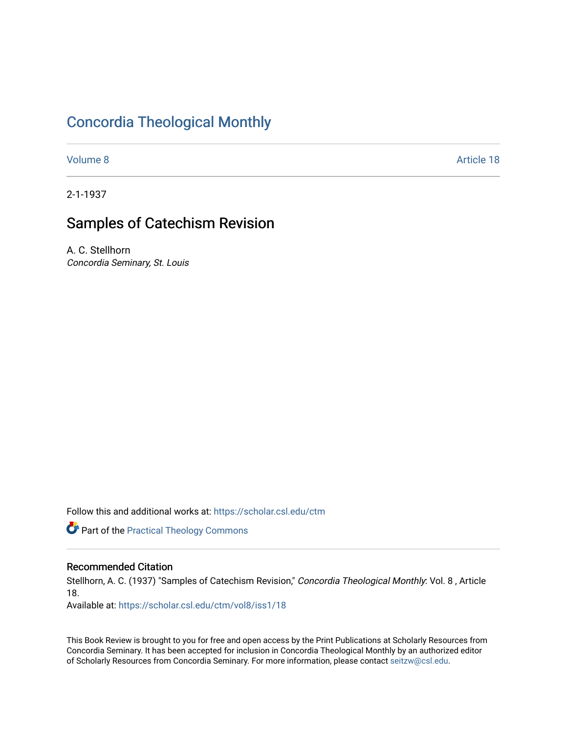# Concordia Theological Monthly

Volume 8 Article 18

2-1-1937

## Samples of Catechism Revision

A. C. Stellhorn
*Concordia Seminary, St. Louis*

Follow this and additional works at: https://scholar.csl.edu/ctm

Part of the Practical Theology Commons

### Recommended Citation

Stellhorn, A. C. (1937) "Samples of Catechism Revision," *Concordia Theological Monthly*: Vol. 8 , Article 18.
Available at: https://scholar.csl.edu/ctm/vol8/iss1/18

This Book Review is brought to you for free and open access by the Print Publications at Scholarly Resources from Concordia Seminary. It has been accepted for inclusion in Concordia Theological Monthly by an authorized editor of Scholarly Resources from Concordia Seminary. For more information, please contact seitzw@csl.edu.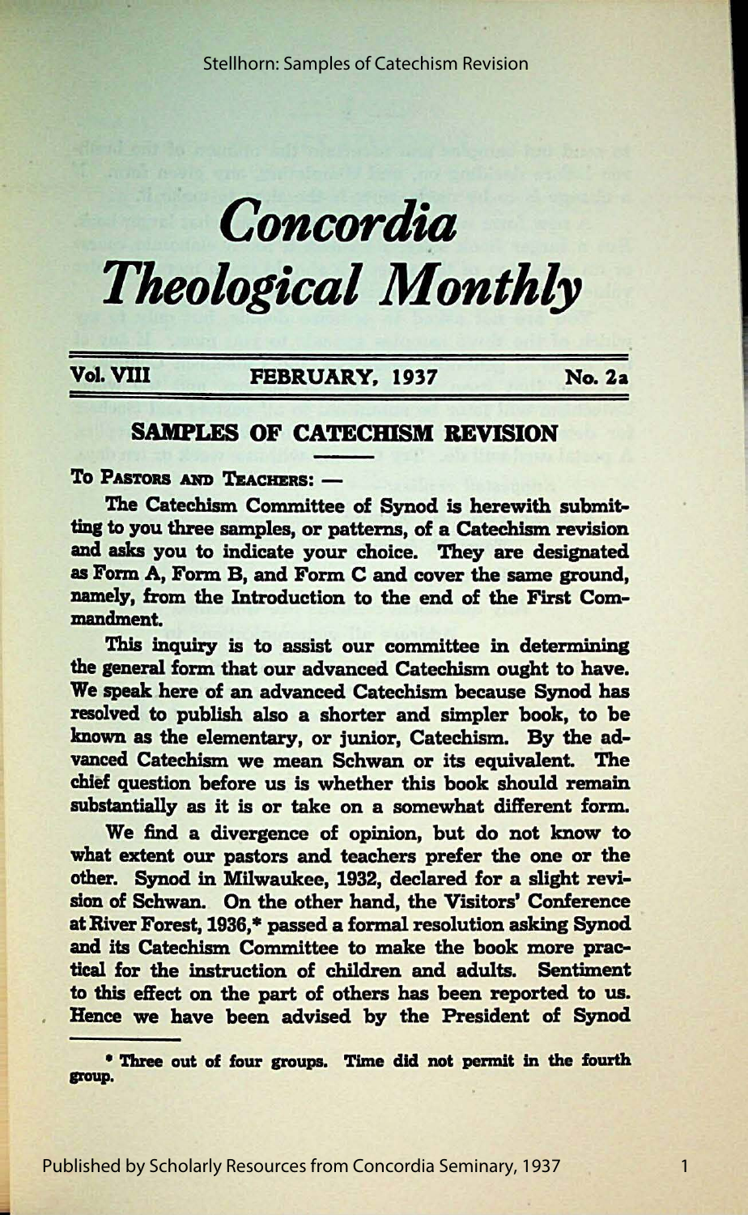# Concordia Theological Monthly

**Vol. VIII** **FEBRUARY, 1937** **No. 2a**

## SAMPLES OF CATECHISM REVISION

TO PASTORS AND TEACHERS: —

**The Catechism Committee of Synod is herewith submitting to you three samples, or patterns, of a Catechism revision and asks you to indicate your choice. They are designated as Form A, Form B, and Form C and cover the same ground, namely, from the Introduction to the end of the First Commandment.**

**This inquiry is to assist our committee in determining the general form that our advanced Catechism ought to have. We speak here of an advanced Catechism because Synod has resolved to publish also a shorter and simpler book, to be known as the elementary, or junior, Catechism. By the advanced Catechism we mean Schwan or its equivalent. The chief question before us is whether this book should remain substantially as it is or take on a somewhat different form.**

**We find a divergence of opinion, but do not know to what extent our pastors and teachers prefer the one or the other. Synod in Milwaukee, 1932, declared for a slight revision of Schwan. On the other hand, the Visitors' Conference at River Forest, 1936,\* passed a formal resolution asking Synod and its Catechism Committee to make the book more practical for the instruction of children and adults. Sentiment to this effect on the part of others has been reported to us. Hence we have been advised by the President of Synod**

---

**\* Three out of four groups. Time did not permit in the fourth group.**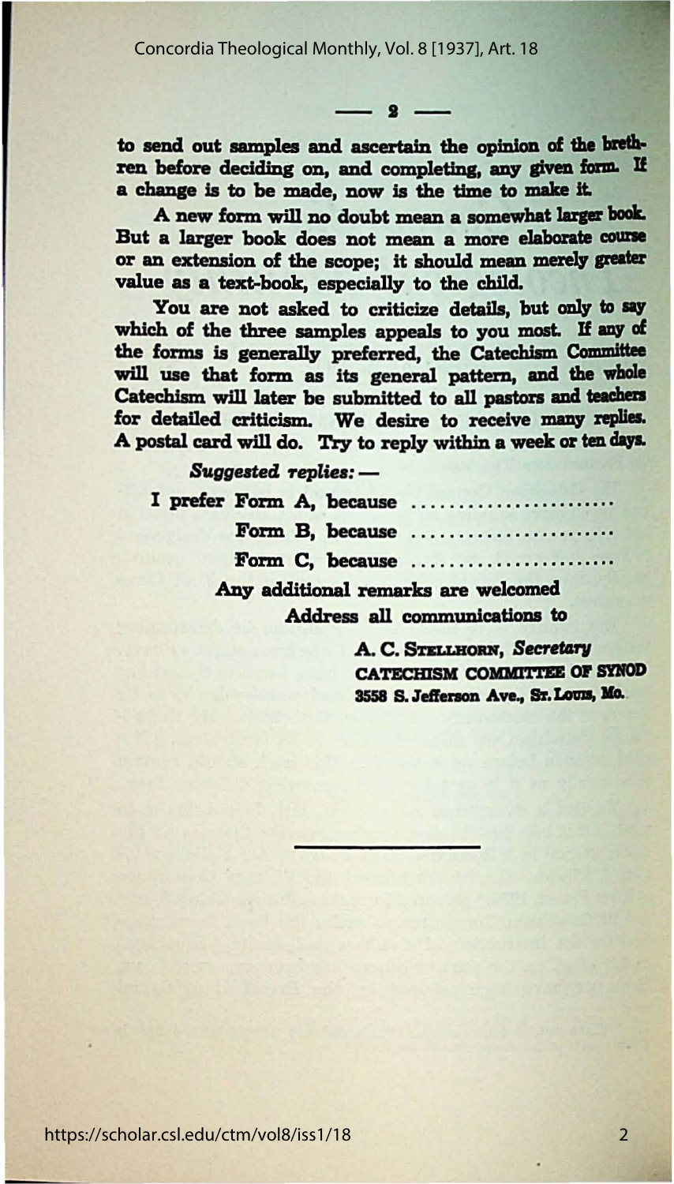to send out samples and ascertain the opinion of the brethren before deciding on, and completing, any given form. If a change is to be made, now is the time to make it.

A new form will no doubt mean a somewhat larger book. But a larger book does not mean a more elaborate course or an extension of the scope; it should mean merely greater value as a text-book, especially to the child.

You are not asked to criticize details, but only to say which of the three samples appeals to you most. If any of the forms is generally preferred, the Catechism Committee will use that form as its general pattern, and the whole Catechism will later be submitted to all pastors and teachers for detailed criticism. We desire to receive many replies. A postal card will do. Try to reply within a week or ten days.

*Suggested replies:* —

I prefer Form A, because ......................

Form B, because ......................

Form C, because ......................

Any additional remarks are welcomed

Address all communications to

A. C. Stellhorn, *Secretary*
CATECHISM COMMITTEE OF SYNOD
3558 S. Jefferson Ave., St. Louis, Mo.